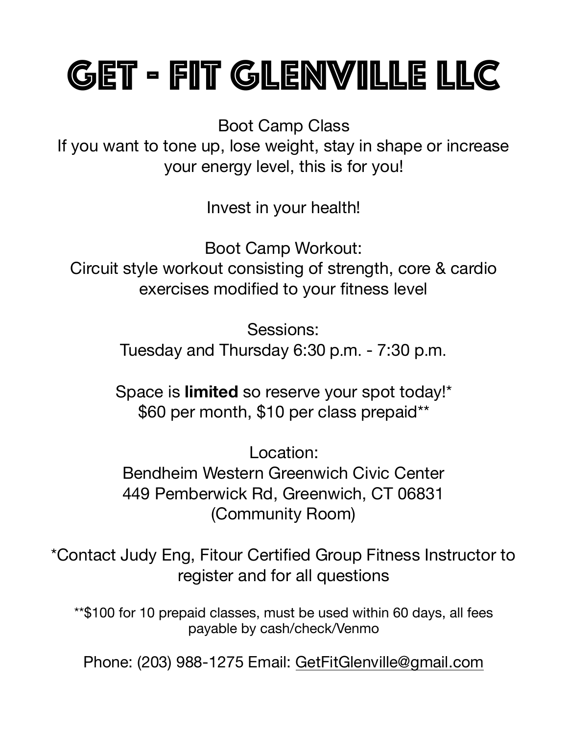# GET - FIT GLENVILLE LLC

Boot Camp Class
If you want to tone up, lose weight, stay in shape or increase your energy level, this is for you!

Invest in your health!

Boot Camp Workout:
Circuit style workout consisting of strength, core & cardio exercises modified to your fitness level

Sessions:
Tuesday and Thursday 6:30 p.m. - 7:30 p.m.

Space is **limited** so reserve your spot today!*
$60 per month, $10 per class prepaid**

Location:
Bendheim Western Greenwich Civic Center
449 Pemberwick Rd, Greenwich, CT 06831
(Community Room)

*Contact Judy Eng, Fitour Certified Group Fitness Instructor to register and for all questions

**$100 for 10 prepaid classes, must be used within 60 days, all fees payable by cash/check/Venmo

Phone: (203) 988-1275 Email: GetFitGlenville@gmail.com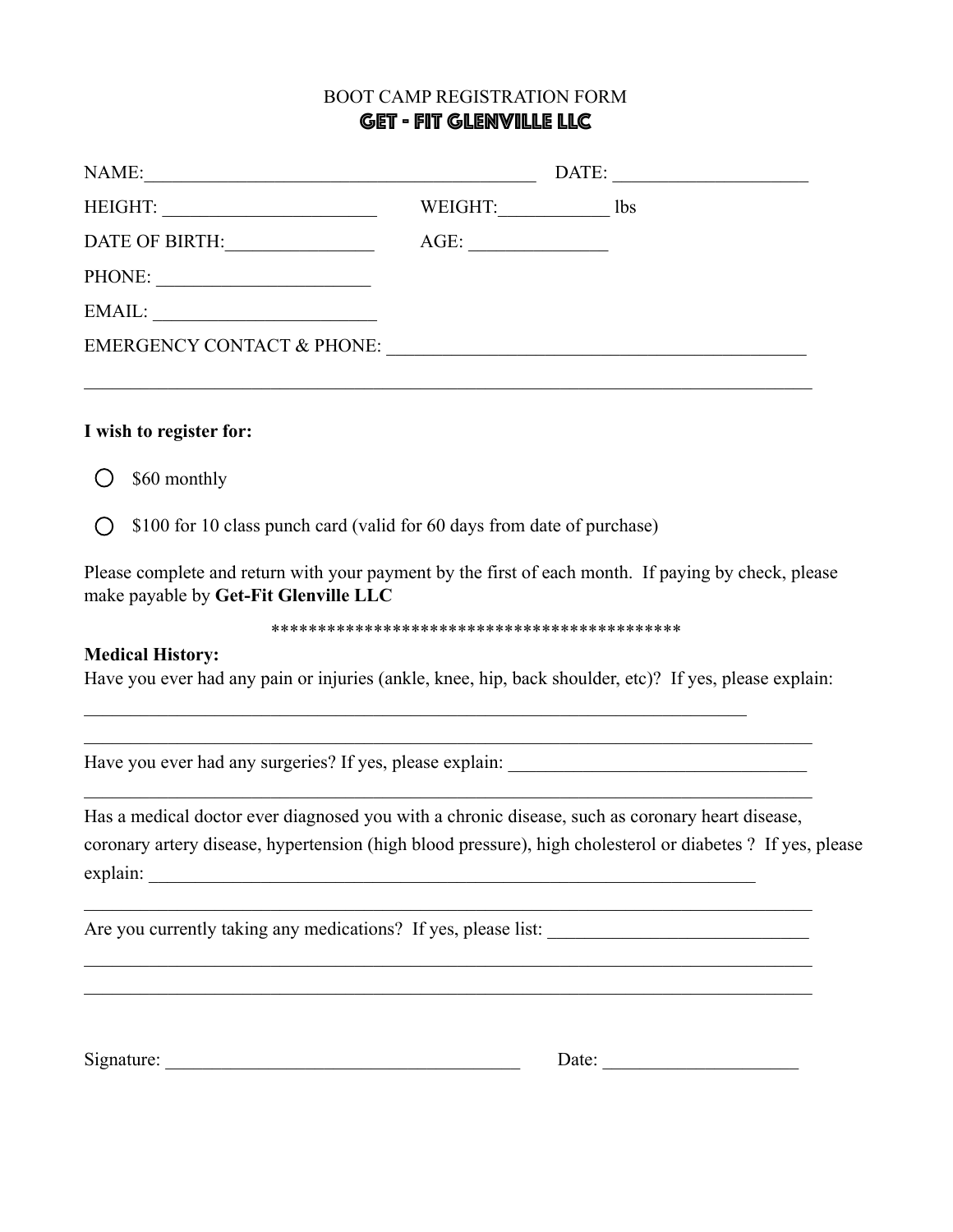BOOT CAMP REGISTRATION FORM

# GET - FIT GLENVILLE LLC

NAME:_________________________________________ DATE: ____________________

HEIGHT: ______________________ WEIGHT:___________ lbs

DATE OF BIRTH:_______________ AGE: ______________

PHONE: ______________________

EMAIL: ______________________

EMERGENCY CONTACT & PHONE: ___________________________________________

______________________________________________________________________________

**I wish to register for:**

- ◯ $60 monthly
- ◯ $100 for 10 class punch card (valid for 60 days from date of purchase)

Please complete and return with your payment by the first of each month. If paying by check, please make payable by **Get-Fit Glenville LLC**

*********************************************

**Medical History:**

Have you ever had any pain or injuries (ankle, knee, hip, back shoulder, etc)? If yes, please explain:

______________________________________________________________________

______________________________________________________________________________

Have you ever had any surgeries? If yes, please explain: _______________________________

______________________________________________________________________________

Has a medical doctor ever diagnosed you with a chronic disease, such as coronary heart disease, coronary artery disease, hypertension (high blood pressure), high cholesterol or diabetes ? If yes, please explain: ____________________________________________________________

______________________________________________________________________________

Are you currently taking any medications? If yes, please list: __________________________

______________________________________________________________________________

______________________________________________________________________________

Signature: _____________________________________ Date: ____________________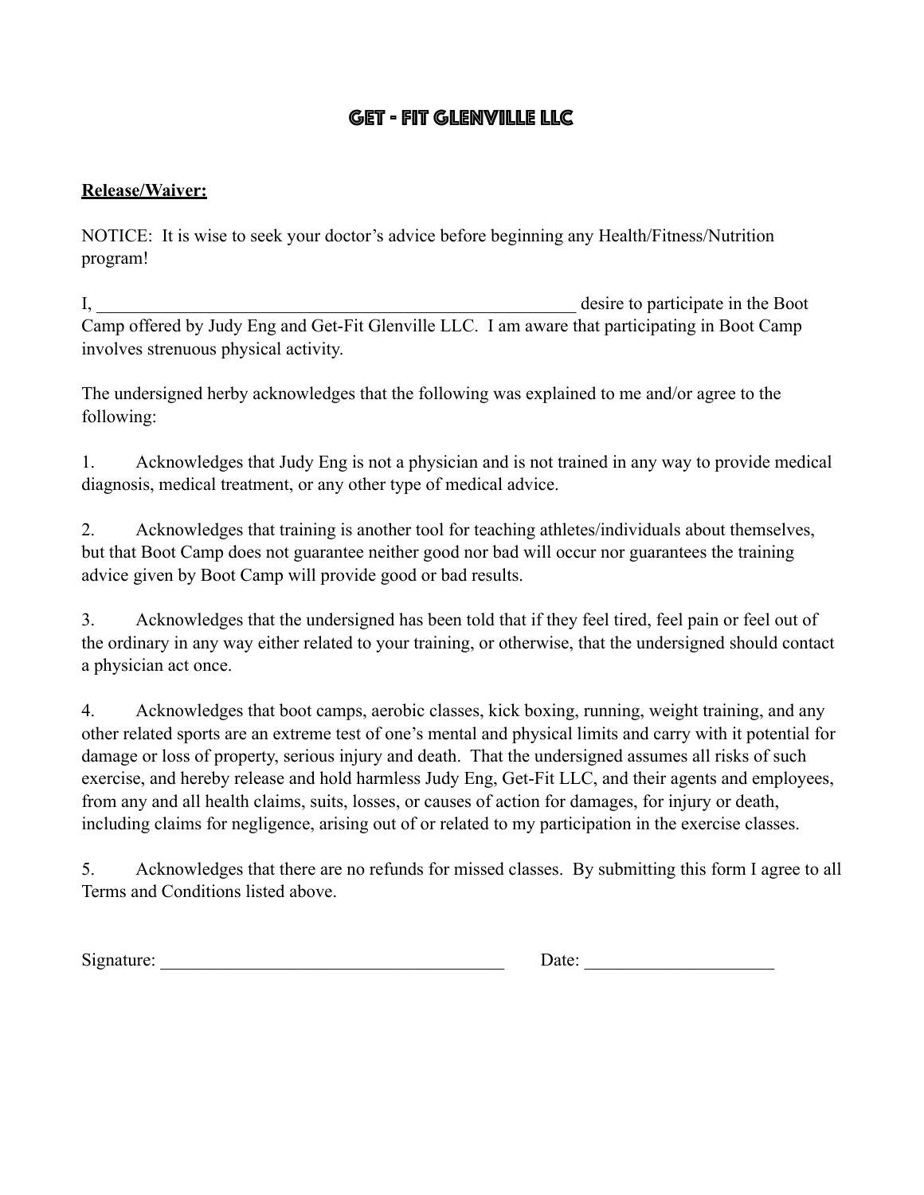# Get - Fit Glenville LLC

**Release/Waiver:**

NOTICE: It is wise to seek your doctor's advice before beginning any Health/Fitness/Nutrition program!

I, _______________________________________________________ desire to participate in the Boot Camp offered by Judy Eng and Get-Fit Glenville LLC. I am aware that participating in Boot Camp involves strenuous physical activity.

The undersigned herby acknowledges that the following was explained to me and/or agree to the following:

1. Acknowledges that Judy Eng is not a physician and is not trained in any way to provide medical diagnosis, medical treatment, or any other type of medical advice.

2. Acknowledges that training is another tool for teaching athletes/individuals about themselves, but that Boot Camp does not guarantee neither good nor bad will occur nor guarantees the training advice given by Boot Camp will provide good or bad results.

3. Acknowledges that the undersigned has been told that if they feel tired, feel pain or feel out of the ordinary in any way either related to your training, or otherwise, that the undersigned should contact a physician act once.

4. Acknowledges that boot camps, aerobic classes, kick boxing, running, weight training, and any other related sports are an extreme test of one's mental and physical limits and carry with it potential for damage or loss of property, serious injury and death. That the undersigned assumes all risks of such exercise, and hereby release and hold harmless Judy Eng, Get-Fit LLC, and their agents and employees, from any and all health claims, suits, losses, or causes of action for damages, for injury or death, including claims for negligence, arising out of or related to my participation in the exercise classes.

5. Acknowledges that there are no refunds for missed classes. By submitting this form I agree to all Terms and Conditions listed above.

Signature: ______________________________________ Date: _____________________